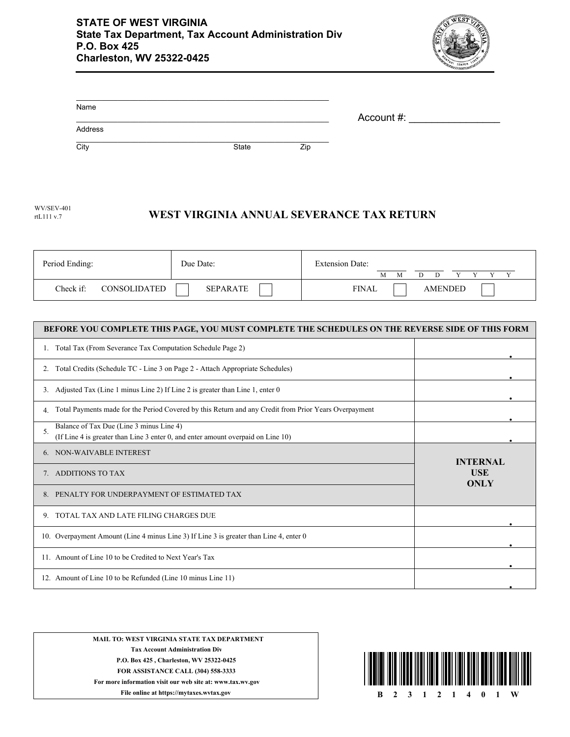**STATE OF WEST VIRGINIA**
**State Tax Department, Tax Account Administration Div**
**P.O. Box 425**
**Charleston, WV 25322-0425**

Name

Address

City State Zip

Account #: ________________

WV/SEV-401
rtL111 v.7

# WEST VIRGINIA ANNUAL SEVERANCE TAX RETURN

| Period Ending: | Due Date: | Extension Date: M M D D Y Y Y Y |
|---|---|---|
| Check if: CONSOLIDATED ☐ | SEPARATE ☐ | FINAL ☐ AMENDED ☐ |

| BEFORE YOU COMPLETE THIS PAGE, YOU MUST COMPLETE THE SCHEDULES ON THE REVERSE SIDE OF THIS FORM | |
|---|---|
| 1. Total Tax (From Severance Tax Computation Schedule Page 2) | . |
| 2. Total Credits (Schedule TC - Line 3 on Page 2 - Attach Appropriate Schedules) | . |
| 3. Adjusted Tax (Line 1 minus Line 2) If Line 2 is greater than Line 1, enter 0 | . |
| 4. Total Payments made for the Period Covered by this Return and any Credit from Prior Years Overpayment | . |
| 5. Balance of Tax Due (Line 3 minus Line 4) (If Line 4 is greater than Line 3 enter 0, and enter amount overpaid on Line 10) | . |
| 6. NON-WAIVABLE INTEREST | INTERNAL USE ONLY |
| 7. ADDITIONS TO TAX | |
| 8. PENALTY FOR UNDERPAYMENT OF ESTIMATED TAX | |
| 9. TOTAL TAX AND LATE FILING CHARGES DUE | . |
| 10. Overpayment Amount (Line 4 minus Line 3) If Line 3 is greater than Line 4, enter 0 | . |
| 11. Amount of Line 10 to be Credited to Next Year's Tax | . |
| 12. Amount of Line 10 to be Refunded (Line 10 minus Line 11) | . |

**MAIL TO: WEST VIRGINIA STATE TAX DEPARTMENT**
**Tax Account Administration Div**
**P.O. Box 425 , Charleston, WV 25322-0425**
**FOR ASSISTANCE CALL (304) 558-3333**
**For more information visit our web site at: www.tax.wv.gov**
**File online at https://mytaxes.wvtax.gov**

B 2 3 1 2 1 4 0 1 W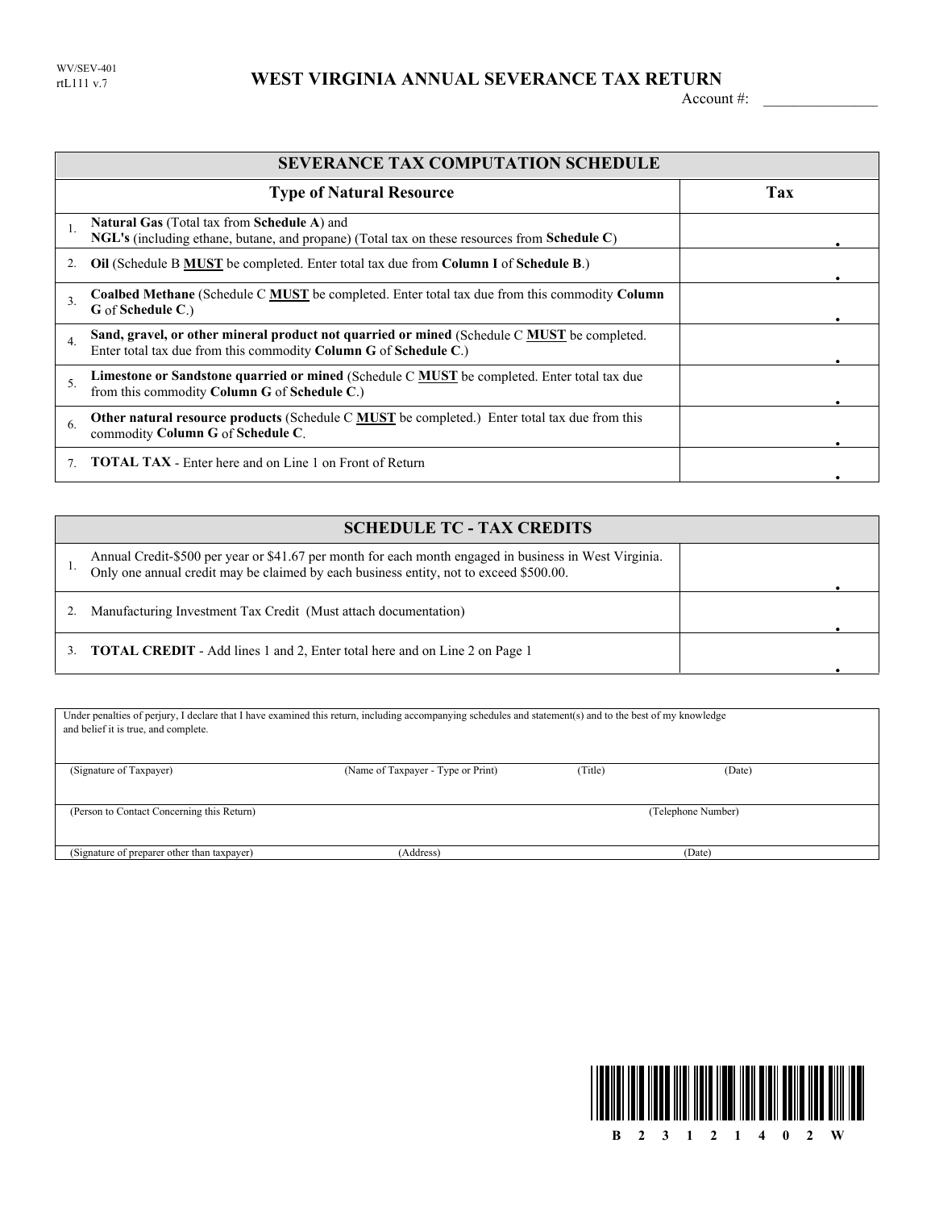WV/SEV-401
rtL111 v.7

# WEST VIRGINIA ANNUAL SEVERANCE TAX RETURN

Account #: _______________

| SEVERANCE TAX COMPUTATION SCHEDULE | | |
|---|---|---|
| | **Type of Natural Resource** | **Tax** |
| 1. | **Natural Gas** (Total tax from **Schedule A**) and **NGL's** (including ethane, butane, and propane) (Total tax on these resources from **Schedule C**) | . |
| 2. | **Oil** (Schedule B **MUST** be completed. Enter total tax due from **Column I** of **Schedule B**.) | . |
| 3. | **Coalbed Methane** (Schedule C **MUST** be completed. Enter total tax due from this commodity **Column G** of **Schedule C**.) | . |
| 4. | **Sand, gravel, or other mineral product not quarried or mined** (Schedule C **MUST** be completed. Enter total tax due from this commodity **Column G** of **Schedule C**.) | . |
| 5. | **Limestone or Sandstone quarried or mined** (Schedule C **MUST** be completed. Enter total tax due from this commodity **Column G** of **Schedule C**.) | . |
| 6. | **Other natural resource products** (Schedule C **MUST** be completed.) Enter total tax due from this commodity **Column G** of **Schedule C**. | . |
| 7. | **TOTAL TAX** - Enter here and on Line 1 on Front of Return | . |

| SCHEDULE TC - TAX CREDITS | | |
|---|---|---|
| 1. | Annual Credit-$500 per year or $41.67 per month for each month engaged in business in West Virginia. Only one annual credit may be claimed by each business entity, not to exceed $500.00. | . |
| 2. | Manufacturing Investment Tax Credit (Must attach documentation) | . |
| 3. | **TOTAL CREDIT** - Add lines 1 and 2, Enter total here and on Line 2 on Page 1 | . |

Under penalties of perjury, I declare that I have examined this return, including accompanying schedules and statement(s) and to the best of my knowledge and belief it is true, and complete.

(Signature of Taxpayer) (Name of Taxpayer - Type or Print) (Title) (Date)

(Person to Contact Concerning this Return) (Telephone Number)

(Signature of preparer other than taxpayer) (Address) (Date)

B 2 3 1 2 1 4 0 2 W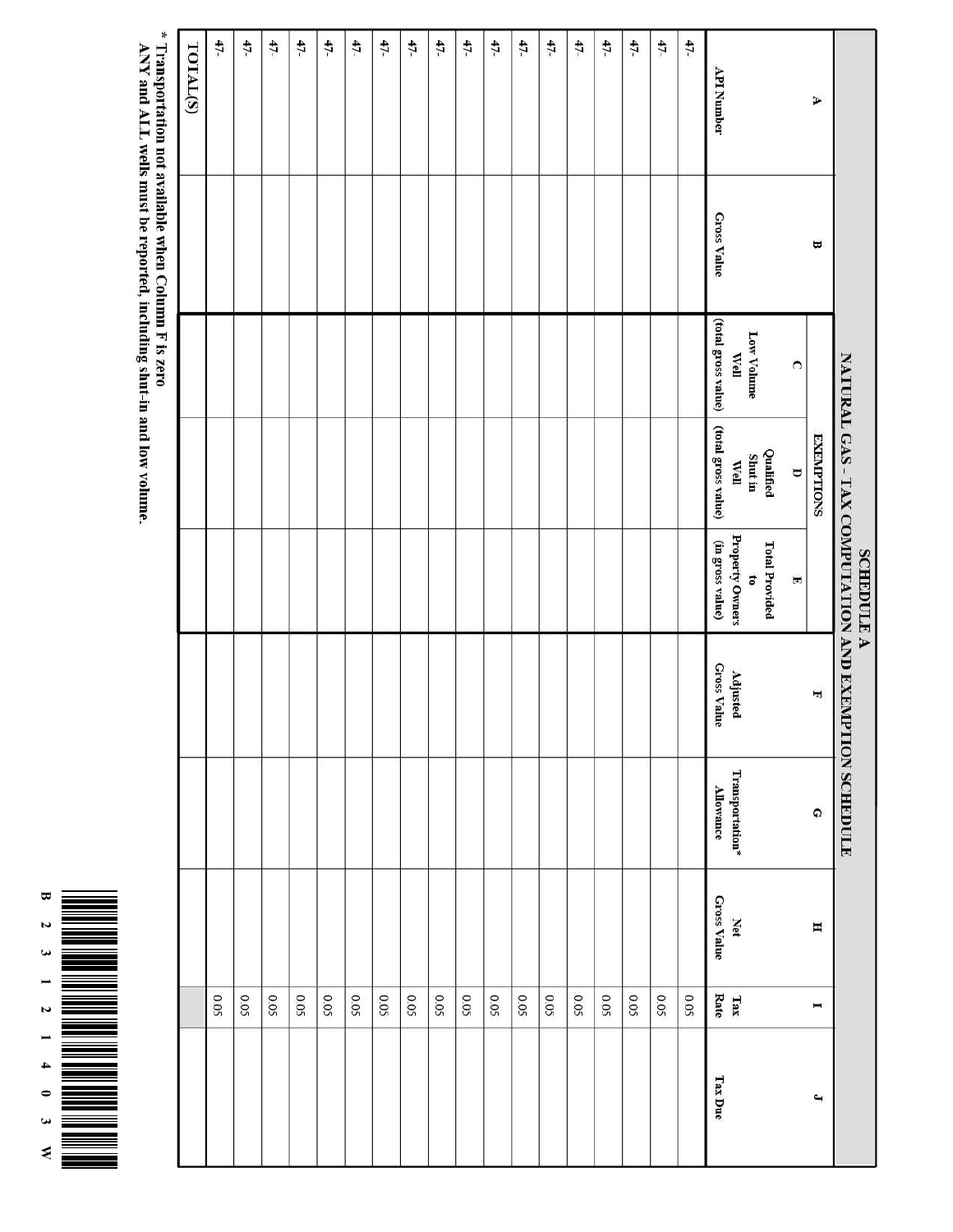# SCHEDULE A

## NATURAL GAS – TAX COMPUTATION AND EXEMPTION SCHEDULE

| A | B | C | D | E | F | G | H | I | J |
|---|---|---|---|---|---|---|---|---|---|
| | | EXEMPTIONS | | | | | | | |
| API Number | Gross Value | Low Volume Well (total gross value) | Qualified Shut in Well (total gross value) | Total Provided to Property Owners (in gross value) | Adjusted Gross Value | Transportation* Allowance | Net Gross Value | Tax Rate | Tax Due |
| 47- | | | | | | | | 0.05 | |
| 47- | | | | | | | | 0.05 | |
| 47- | | | | | | | | 0.05 | |
| 47- | | | | | | | | 0.05 | |
| 47- | | | | | | | | 0.05 | |
| 47- | | | | | | | | 0.05 | |
| 47- | | | | | | | | 0.05 | |
| 47- | | | | | | | | 0.05 | |
| 47- | | | | | | | | 0.05 | |
| 47- | | | | | | | | 0.05 | |
| 47- | | | | | | | | 0.05 | |
| 47- | | | | | | | | 0.05 | |
| 47- | | | | | | | | 0.05 | |
| 47- | | | | | | | | 0.05 | |
| 47- | | | | | | | | 0.05 | |
| 47- | | | | | | | | 0.05 | |
| 47- | | | | | | | | 0.05 | |
| 47- | | | | | | | | 0.05 | |
| TOTAL(S) | | | | | | | | | |

\* Transportation not available when Column F is zero
ANY and ALL wells must be reported, including shut-in and low volume.

B 2 3 1 2 1 4 0 3 W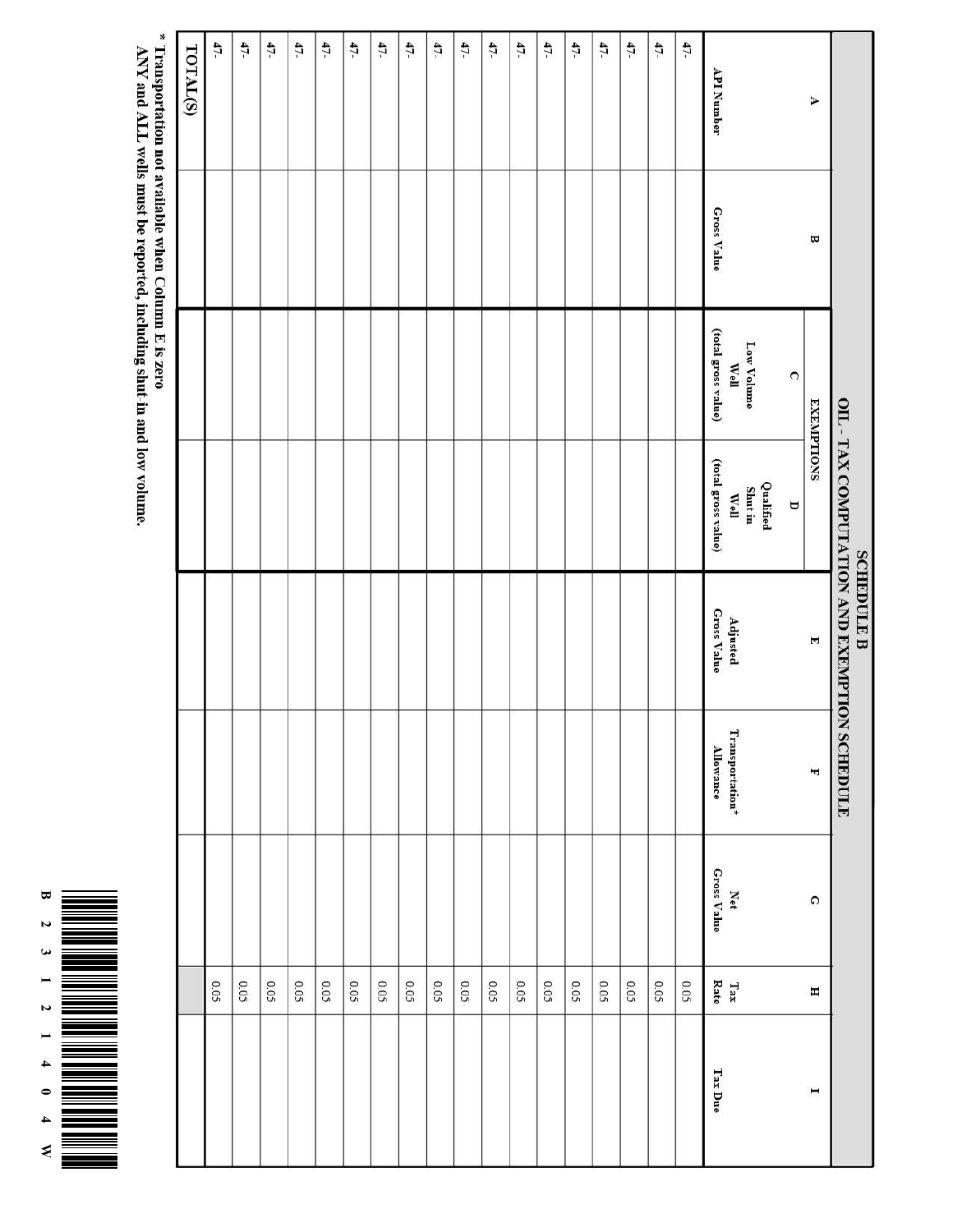# SCHEDULE B

## OIL - TAX COMPUTATION AND EXEMPTION SCHEDULE

| A | B | C | D | E | F | G | H | I |
|---|---|---|---|---|---|---|---|---|
| | | EXEMPTIONS | | | | | | |
| API Number | Gross Value | Low Volume Well (total gross value) | Qualified Shut in Well (total gross value) | Adjusted Gross Value | Transportation* Allowance | Net Gross Value | Tax Rate | Tax Due |
| 47- | | | | | | | 0.05 | |
| 47- | | | | | | | 0.05 | |
| 47- | | | | | | | 0.05 | |
| 47- | | | | | | | 0.05 | |
| 47- | | | | | | | 0.05 | |
| 47- | | | | | | | 0.05 | |
| 47- | | | | | | | 0.05 | |
| 47- | | | | | | | 0.05 | |
| 47- | | | | | | | 0.05 | |
| 47- | | | | | | | 0.05 | |
| 47- | | | | | | | 0.05 | |
| 47- | | | | | | | 0.05 | |
| 47- | | | | | | | 0.05 | |
| 47- | | | | | | | 0.05 | |
| 47- | | | | | | | 0.05 | |
| 47- | | | | | | | 0.05 | |
| 47- | | | | | | | 0.05 | |
| 47- | | | | | | | 0.05 | |
| TOTAL(S) | | | | | | | | |

\* Transportation not available when Column E is zero
ANY and ALL wells must be reported, including shut-in and low volume.

B 2 3 1 2 1 4 0 4 W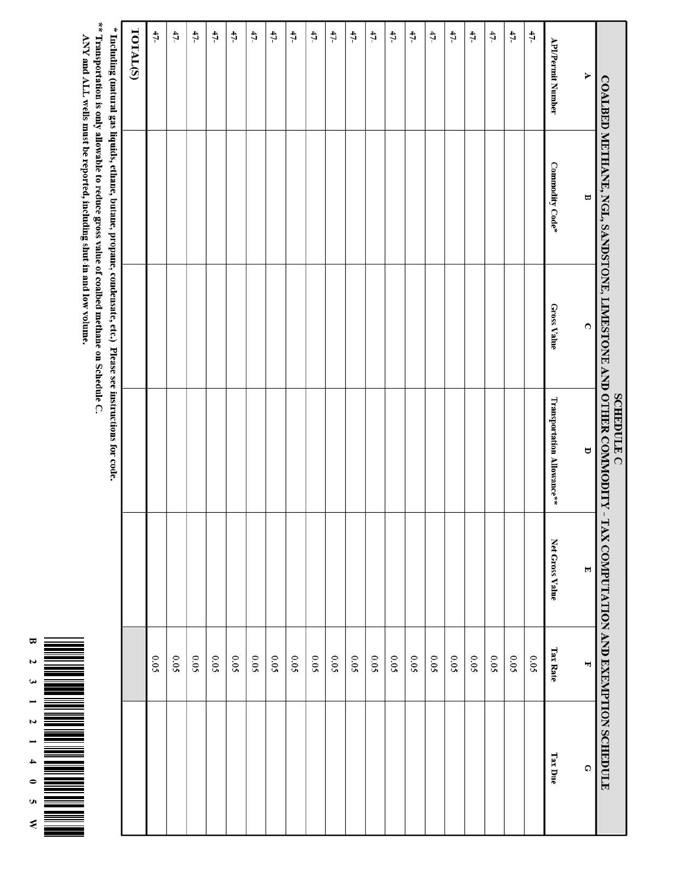## SCHEDULE C

### COALBED METHANE, NGL, SANDSTONE, LIMESTONE AND OTHER COMMODITY - TAX COMPUTATION AND EXEMPTION SCHEDULE

| A | B | C | D | E | F | G |
|---|---|---|---|---|---|---|
| API/Permit Number | Commodity Code* | Gross Value | Transportation Allowance** | Net Gross Value | Tax Rate | Tax Due |
| 47- | | | | | 0.05 | |
| 47- | | | | | 0.05 | |
| 47- | | | | | 0.05 | |
| 47- | | | | | 0.05 | |
| 47- | | | | | 0.05 | |
| 47- | | | | | 0.05 | |
| 47- | | | | | 0.05 | |
| 47- | | | | | 0.05 | |
| 47- | | | | | 0.05 | |
| 47- | | | | | 0.05 | |
| 47- | | | | | 0.05 | |
| 47- | | | | | 0.05 | |
| 47- | | | | | 0.05 | |
| 47- | | | | | 0.05 | |
| 47- | | | | | 0.05 | |
| 47- | | | | | 0.05 | |
| 47- | | | | | 0.05 | |
| 47- | | | | | 0.05 | |
| 47- | | | | | 0.05 | |
| 47- | | | | | 0.05 | |
| TOTAL(S) | | | | | | |

\* Including (natural gas liquids, ethane, butane, propane, condensate, etc.) Please see instructions for code.

\*\* Transportation is only allowable to reduce gross value of coalbed methane on Schedule C.

ANY and ALL wells must be reported, including shut in and low volume.

B 2 3 1 2 1 4 0 5 W